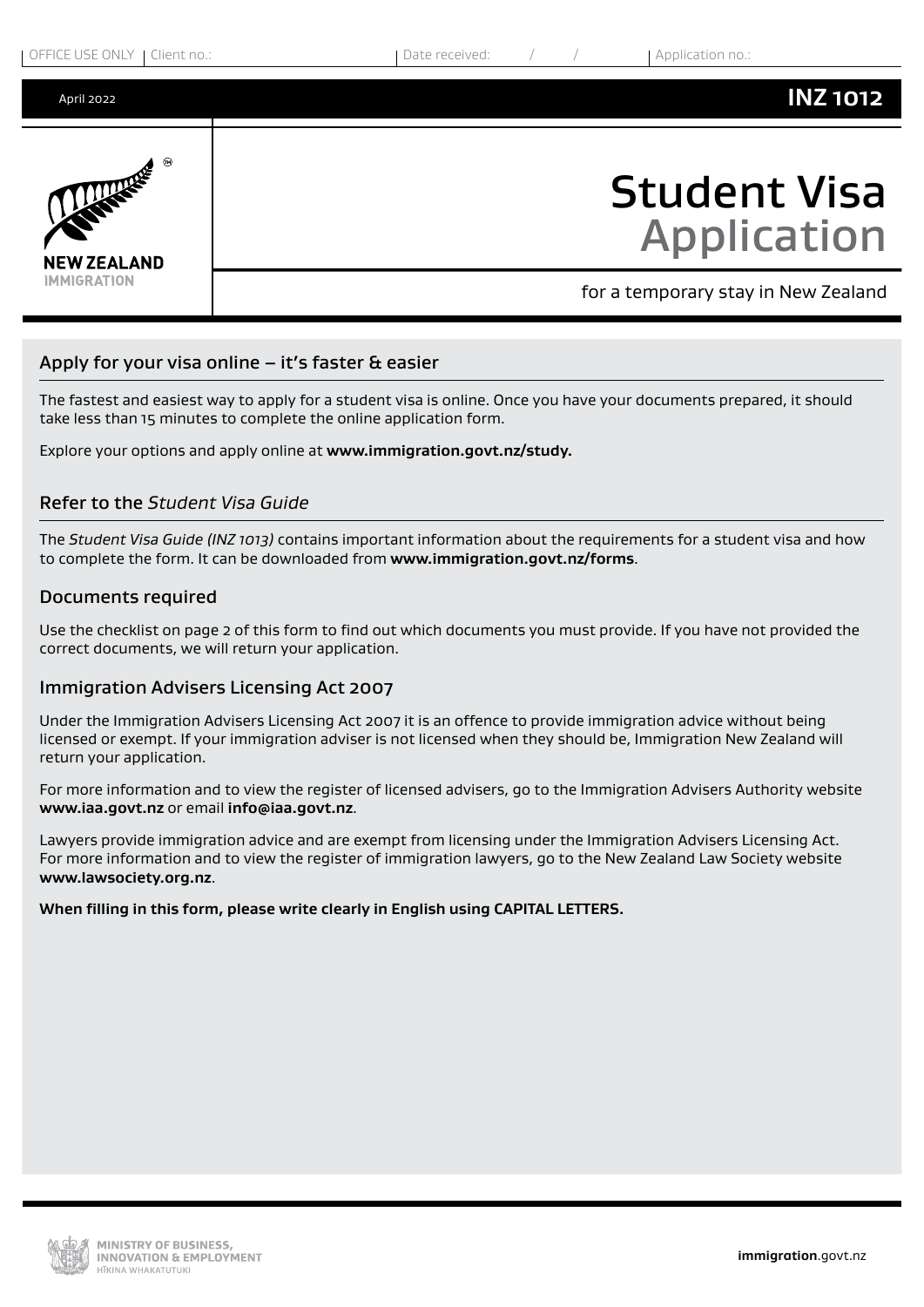OFFICE USE ONLY | Client no.: | Date received: / / | Application no.:

April 2022

**INZ 1012**

NEW ZEALAND IMMIGRATION

# Student Visa Application

for a temporary stay in New Zealand

## Apply for your visa online – it's faster & easier

The fastest and easiest way to apply for a student visa is online. Once you have your documents prepared, it should take less than 15 minutes to complete the online application form.

Explore your options and apply online at **www.immigration.govt.nz/study.**

## Refer to the *Student Visa Guide*

The *Student Visa Guide (INZ 1013)* contains important information about the requirements for a student visa and how to complete the form. It can be downloaded from **www.immigration.govt.nz/forms**.

## Documents required

Use the checklist on page 2 of this form to find out which documents you must provide. If you have not provided the correct documents, we will return your application.

## Immigration Advisers Licensing Act 2007

Under the Immigration Advisers Licensing Act 2007 it is an offence to provide immigration advice without being licensed or exempt. If your immigration adviser is not licensed when they should be, Immigration New Zealand will return your application.

For more information and to view the register of licensed advisers, go to the Immigration Advisers Authority website **www.iaa.govt.nz** or email **info@iaa.govt.nz**.

Lawyers provide immigration advice and are exempt from licensing under the Immigration Advisers Licensing Act. For more information and to view the register of immigration lawyers, go to the New Zealand Law Society website **www.lawsociety.org.nz**.

**When filling in this form, please write clearly in English using CAPITAL LETTERS.**

MINISTRY OF BUSINESS, INNOVATION & EMPLOYMENT
HĪKINA WHAKATUTUKI

**immigration**.govt.nz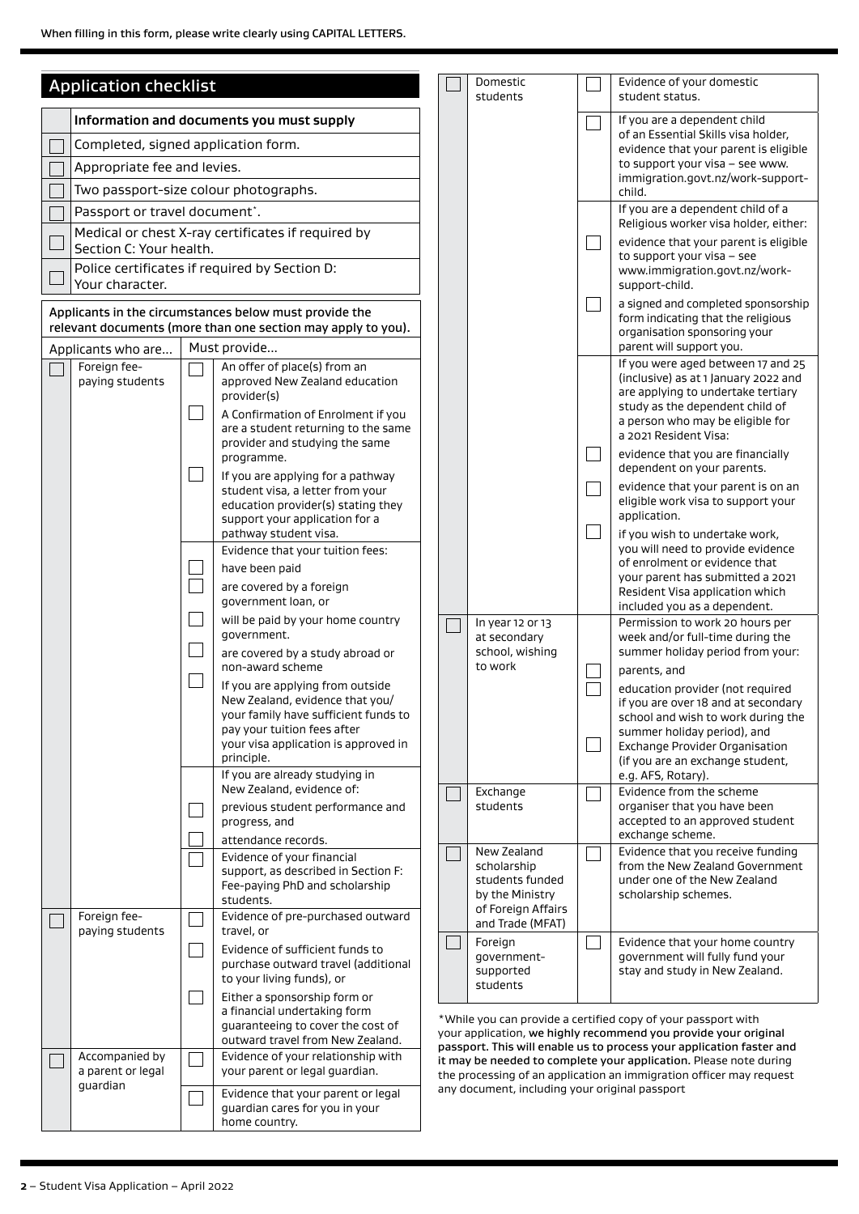When filling in this form, please write clearly using CAPITAL LETTERS.

## Application checklist

| | Information and documents you must supply |
|---|---|
| ☐ | Completed, signed application form. |
| ☐ | Appropriate fee and levies. |
| ☐ | Two passport-size colour photographs. |
| ☐ | Passport or travel document*. |
| ☐ | Medical or chest X-ray certificates if required by Section C: Your health. |
| ☐ | Police certificates if required by Section D: Your character. |

Applicants in the circumstances below must provide the relevant documents (more than one section may apply to you).

| | Applicants who are... | | Must provide... |
|---|---|---|---|
| ☐ | Foreign fee-paying students | ☐ | An offer of place(s) from an approved New Zealand education provider(s) |
| | | ☐ | A Confirmation of Enrolment if you are a student returning to the same provider and studying the same programme. |
| | | ☐ | If you are applying for a pathway student visa, a letter from your education provider(s) stating they support your application for a pathway student visa. |
| | | | Evidence that your tuition fees: |
| | | ☐ | have been paid |
| | | ☐ | are covered by a foreign government loan, or |
| | | ☐ | will be paid by your home country government. |
| | | ☐ | are covered by a study abroad or non-award scheme |
| | | ☐ | If you are applying from outside New Zealand, evidence that you/your family have sufficient funds to pay your tuition fees after your visa application is approved in principle. |
| | | | If you are already studying in New Zealand, evidence of: |
| | | ☐ | previous student performance and progress, and |
| | | ☐ | attendance records. |
| | | ☐ | Evidence of your financial support, as described in Section F: Fee-paying PhD and scholarship students. |
| ☐ | Foreign fee-paying students | ☐ | Evidence of pre-purchased outward travel, or |
| | | ☐ | Evidence of sufficient funds to purchase outward travel (additional to your living funds), or |
| | | ☐ | Either a sponsorship form or a financial undertaking form guaranteeing to cover the cost of outward travel from New Zealand. |
| ☐ | Accompanied by a parent or legal guardian | ☐ | Evidence of your relationship with your parent or legal guardian. |
| | | ☐ | Evidence that your parent or legal guardian cares for you in your home country. |
| ☐ | Domestic students | ☐ | Evidence of your domestic student status. |
| | | ☐ | If you are a dependent child of an Essential Skills visa holder, evidence that your parent is eligible to support your visa – see www.immigration.govt.nz/work-support-child. |
| | | | If you are a dependent child of a Religious worker visa holder, either: |
| | | ☐ | evidence that your parent is eligible to support your visa – see www.immigration.govt.nz/work-support-child. |
| | | ☐ | a signed and completed sponsorship form indicating that the religious organisation sponsoring your parent will support you. |
| | | | If you were aged between 17 and 25 (inclusive) as at 1 January 2022 and are applying to undertake tertiary study as the dependent child of a person who may be eligible for a 2021 Resident Visa: |
| | | ☐ | evidence that you are financially dependent on your parents. |
| | | ☐ | evidence that your parent is on an eligible work visa to support your application. |
| | | ☐ | if you wish to undertake work, you will need to provide evidence of enrolment or evidence that your parent has submitted a 2021 Resident Visa application which included you as a dependent. |
| ☐ | In year 12 or 13 at secondary school, wishing to work | | Permission to work 20 hours per week and/or full-time during the summer holiday period from your: |
| | | ☐ | parents, and |
| | | ☐ | education provider (not required if you are over 18 and at secondary school and wish to work during the summer holiday period), and |
| | | ☐ | Exchange Provider Organisation (if you are an exchange student, e.g. AFS, Rotary). |
| ☐ | Exchange students | ☐ | Evidence from the scheme organiser that you have been accepted to an approved student exchange scheme. |
| ☐ | New Zealand scholarship students funded by the Ministry of Foreign Affairs and Trade (MFAT) | ☐ | Evidence that you receive funding from the New Zealand Government under one of the New Zealand scholarship schemes. |
| ☐ | Foreign government-supported students | ☐ | Evidence that your home country government will fully fund your stay and study in New Zealand. |

*While you can provide a certified copy of your passport with your application, **we highly recommend you provide your original passport. This will enable us to process your application faster and it may be needed to complete your application.** Please note during the processing of an application an immigration officer may request any document, including your original passport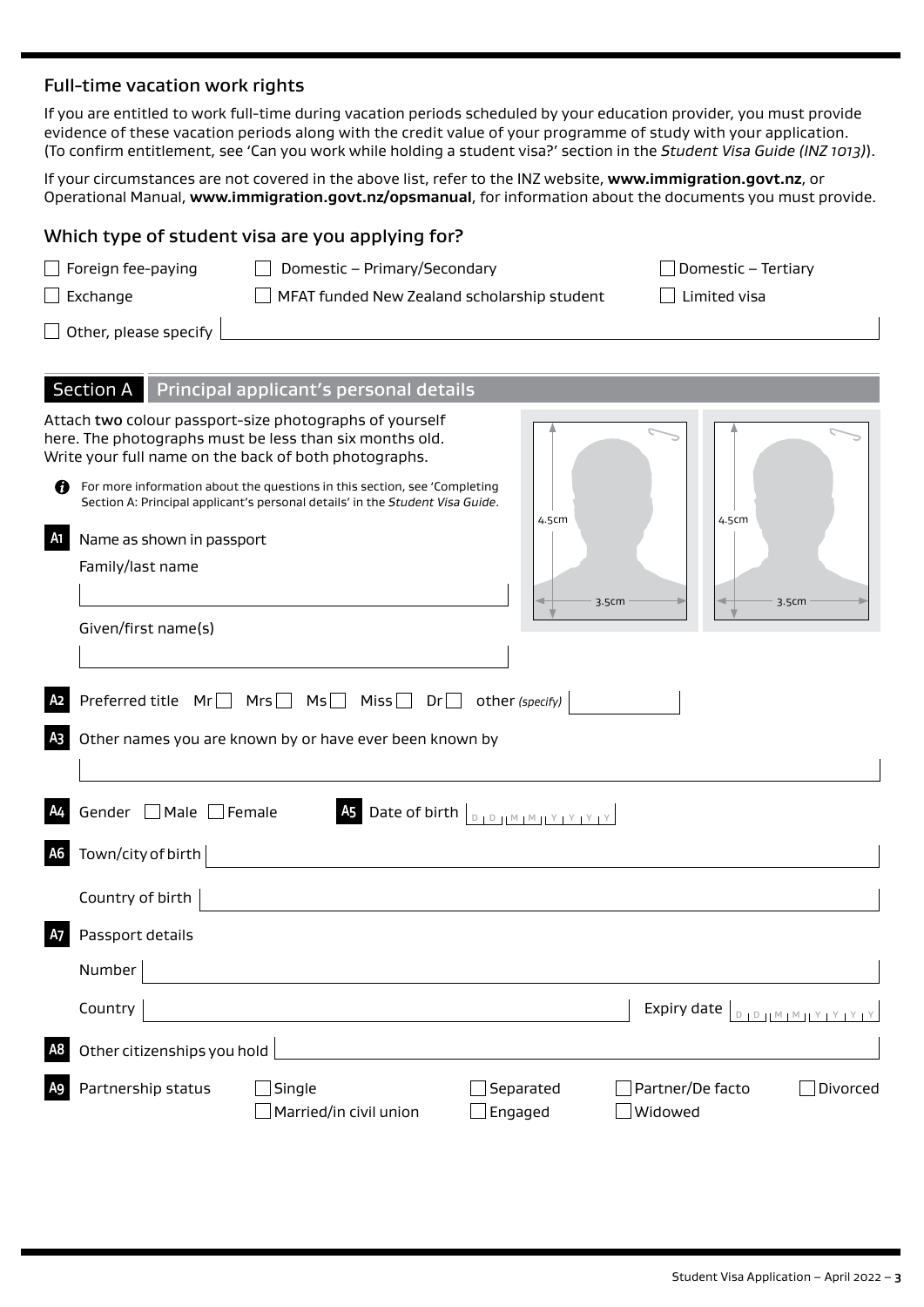## Full-time vacation work rights

If you are entitled to work full-time during vacation periods scheduled by your education provider, you must provide evidence of these vacation periods along with the credit value of your programme of study with your application. (To confirm entitlement, see 'Can you work while holding a student visa?' section in the *Student Visa Guide (INZ 1013)*).

If your circumstances are not covered in the above list, refer to the INZ website, **www.immigration.govt.nz**, or Operational Manual, **www.immigration.govt.nz/opsmanual**, for information about the documents you must provide.

## Which type of student visa are you applying for?

- ☐ Foreign fee-paying
- ☐ Domestic – Primary/Secondary
- ☐ Domestic – Tertiary
- ☐ Exchange
- ☐ MFAT funded New Zealand scholarship student
- ☐ Limited visa
- ☐ Other, please specify

## Section A Principal applicant's personal details

Attach **two** colour passport-size photographs of yourself here. The photographs must be less than six months old. Write your full name on the back of both photographs.

For more information about the questions in this section, see 'Completing Section A: Principal applicant's personal details' in the *Student Visa Guide*.

(Photo boxes: 4.5cm × 3.5cm)

**A1** Name as shown in passport

Family/last name

Given/first name(s)

**A2** Preferred title Mr ☐ Mrs ☐ Ms ☐ Miss ☐ Dr ☐ other *(specify)*

**A3** Other names you are known by or have ever been known by

**A4** Gender ☐ Male ☐ Female

**A5** Date of birth D D M M Y Y Y Y

**A6** Town/city of birth

Country of birth

**A7** Passport details

Number

Country

Expiry date D D M M Y Y Y Y

**A8** Other citizenships you hold

**A9** Partnership status

- ☐ Single
- ☐ Married/in civil union
- ☐ Separated
- ☐ Engaged
- ☐ Partner/De facto
- ☐ Widowed
- ☐ Divorced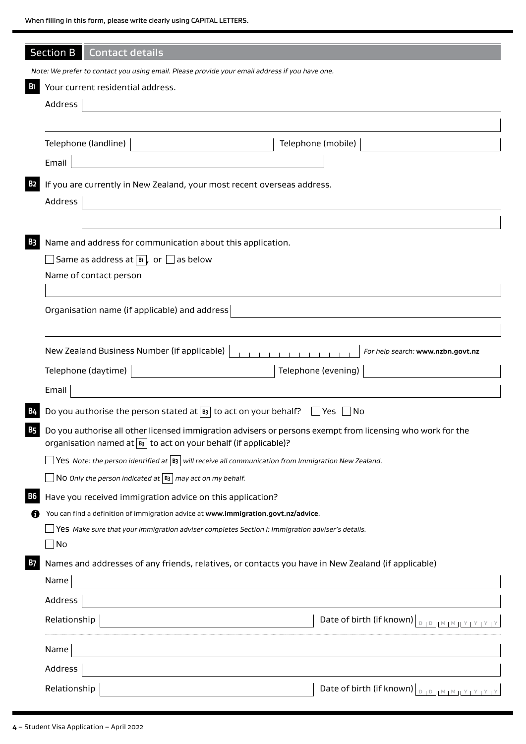When filling in this form, please write clearly using CAPITAL LETTERS.

## Section B Contact details

*Note: We prefer to contact you using email. Please provide your email address if you have one.*

**B1** Your current residential address.

Address

Telephone (landline) Telephone (mobile)

Email

**B2** If you are currently in New Zealand, your most recent overseas address.

Address

**B3** Name and address for communication about this application.

☐ Same as address at B1, or ☐ as below

Name of contact person

Organisation name (if applicable) and address

New Zealand Business Number (if applicable) *For help search:* **www.nzbn.govt.nz**

Telephone (daytime) Telephone (evening)

Email

**B4** Do you authorise the person stated at B3 to act on your behalf? ☐ Yes ☐ No

**B5** Do you authorise all other licensed immigration advisers or persons exempt from licensing who work for the organisation named at B3 to act on your behalf (if applicable)?

☐ Yes *Note: the person identified at B3 will receive all communication from Immigration New Zealand.*

☐ No *Only the person indicated at B3 may act on my behalf.*

**B6** Have you received immigration advice on this application?

You can find a definition of immigration advice at **www.immigration.govt.nz/advice**.

☐ Yes *Make sure that your immigration adviser completes Section I: Immigration adviser's details.*

☐ No

**B7** Names and addresses of any friends, relatives, or contacts you have in New Zealand (if applicable)

Name

Address

Relationship Date of birth (if known) DD MM YYYY

Name

Address

Relationship Date of birth (if known) DD MM YYYY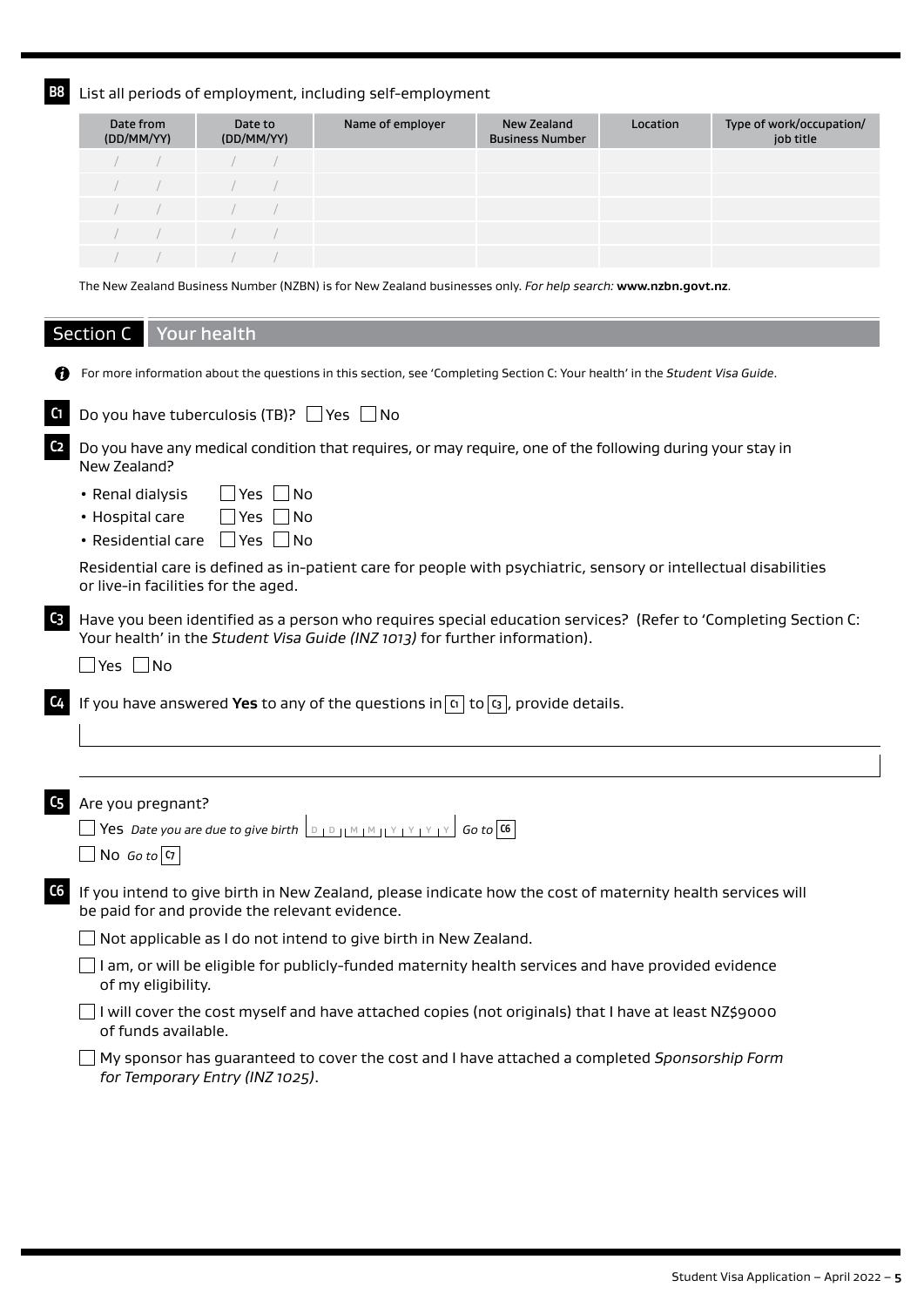**B8** List all periods of employment, including self-employment

| Date from (DD/MM/YY) | Date to (DD/MM/YY) | Name of employer | New Zealand Business Number | Location | Type of work/occupation/ job title |
|---|---|---|---|---|---|
| / / | / / | | | | |
| / / | / / | | | | |
| / / | / / | | | | |
| / / | / / | | | | |
| / / | / / | | | | |

The New Zealand Business Number (NZBN) is for New Zealand businesses only. *For help search:* **www.nzbn.govt.nz**.

## Section C Your health

For more information about the questions in this section, see 'Completing Section C: Your health' in the *Student Visa Guide*.

**C1** Do you have tuberculosis (TB)? ☐ Yes ☐ No

**C2** Do you have any medical condition that requires, or may require, one of the following during your stay in New Zealand?

- Renal dialysis ☐ Yes ☐ No
- Hospital care ☐ Yes ☐ No
- Residential care ☐ Yes ☐ No

Residential care is defined as in-patient care for people with psychiatric, sensory or intellectual disabilities or live-in facilities for the aged.

**C3** Have you been identified as a person who requires special education services? (Refer to 'Completing Section C: Your health' in the *Student Visa Guide (INZ 1013)* for further information).

☐ Yes ☐ No

**C4** If you have answered **Yes** to any of the questions in C1 to C3, provide details.

**C5** Are you pregnant?

☐ Yes *Date you are due to give birth* D D M M Y Y Y Y *Go to* C6

☐ No *Go to* C7

**C6** If you intend to give birth in New Zealand, please indicate how the cost of maternity health services will be paid for and provide the relevant evidence.

☐ Not applicable as I do not intend to give birth in New Zealand.

☐ I am, or will be eligible for publicly-funded maternity health services and have provided evidence of my eligibility.

☐ I will cover the cost myself and have attached copies (not originals) that I have at least NZ$9000 of funds available.

☐ My sponsor has guaranteed to cover the cost and I have attached a completed *Sponsorship Form for Temporary Entry (INZ 1025)*.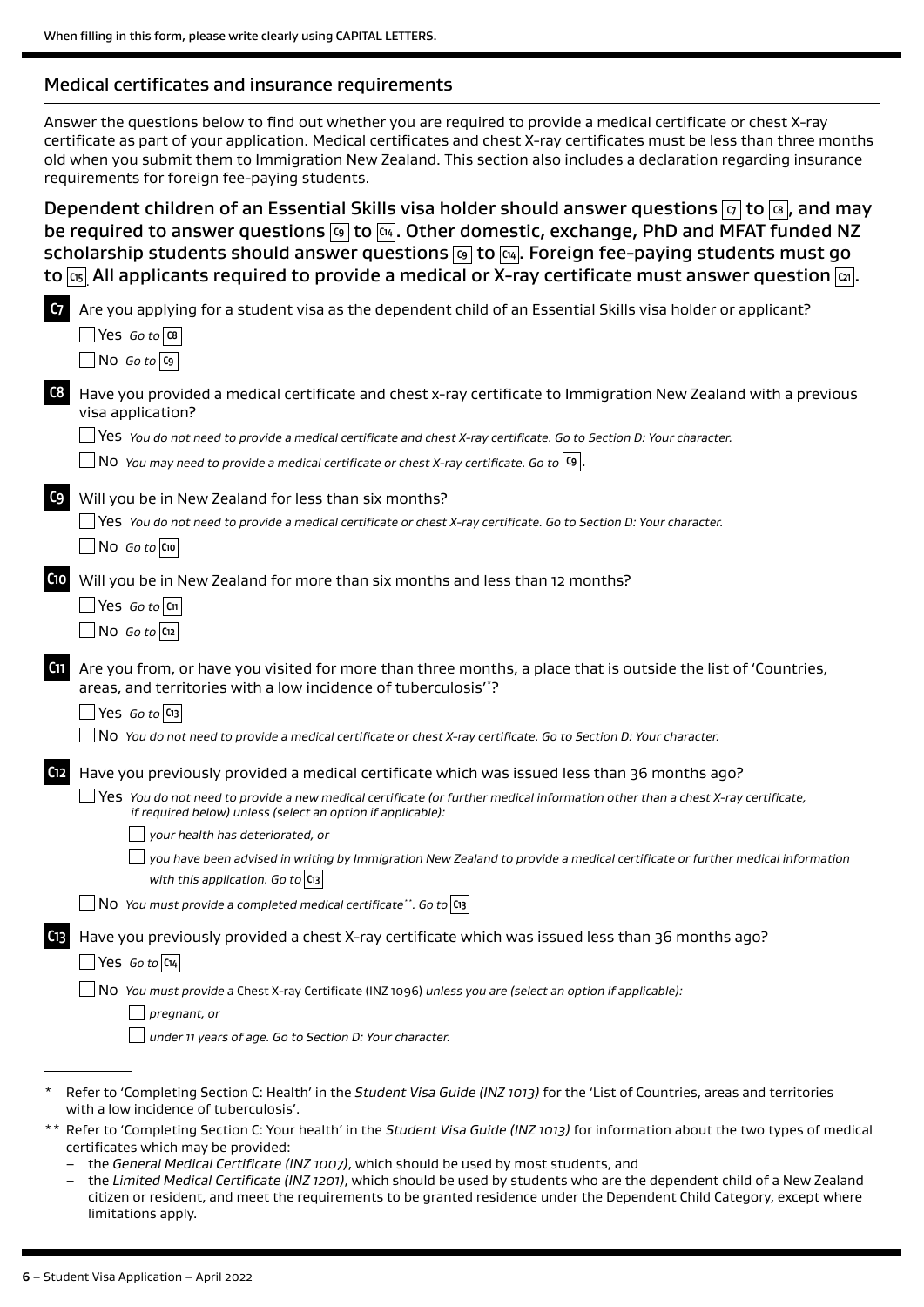When filling in this form, please write clearly using CAPITAL LETTERS.

## Medical certificates and insurance requirements

Answer the questions below to find out whether you are required to provide a medical certificate or chest X-ray certificate as part of your application. Medical certificates and chest X-ray certificates must be less than three months old when you submit them to Immigration New Zealand. This section also includes a declaration regarding insurance requirements for foreign fee-paying students.

**Dependent children of an Essential Skills visa holder should answer questions C7 to C8, and may be required to answer questions C9 to C14. Other domestic, exchange, PhD and MFAT funded NZ scholarship students should answer questions C9 to C14. Foreign fee-paying students must go to C15. All applicants required to provide a medical or X-ray certificate must answer question C21.**

**C7** Are you applying for a student visa as the dependent child of an Essential Skills visa holder or applicant?

- ☐ Yes *Go to* C8
- ☐ No *Go to* C9

**C8** Have you provided a medical certificate and chest x-ray certificate to Immigration New Zealand with a previous visa application?

- ☐ Yes *You do not need to provide a medical certificate and chest X-ray certificate. Go to Section D: Your character.*
- ☐ No *You may need to provide a medical certificate or chest X-ray certificate. Go to* C9.

**C9** Will you be in New Zealand for less than six months?

- ☐ Yes *You do not need to provide a medical certificate or chest X-ray certificate. Go to Section D: Your character.*
- ☐ No *Go to* C10

**C10** Will you be in New Zealand for more than six months and less than 12 months?

- ☐ Yes *Go to* C11
- ☐ No *Go to* C12

**C11** Are you from, or have you visited for more than three months, a place that is outside the list of 'Countries, areas, and territories with a low incidence of tuberculosis'*?

- ☐ Yes *Go to* C13
- ☐ No *You do not need to provide a medical certificate or chest X-ray certificate. Go to Section D: Your character.*

**C12** Have you previously provided a medical certificate which was issued less than 36 months ago?

- ☐ Yes *You do not need to provide a new medical certificate (or further medical information other than a chest X-ray certificate, if required below) unless (select an option if applicable):*
  - ☐ *your health has deteriorated, or*
  - ☐ *you have been advised in writing by Immigration New Zealand to provide a medical certificate or further medical information with this application. Go to* C13
- ☐ No *You must provide a completed medical certificate**. Go to* C13

**C13** Have you previously provided a chest X-ray certificate which was issued less than 36 months ago?

- ☐ Yes *Go to* C14
- ☐ No *You must provide a* Chest X-ray Certificate (INZ 1096) *unless you are (select an option if applicable):*
  - ☐ *pregnant, or*
  - ☐ *under 11 years of age. Go to Section D: Your character.*

---

\* Refer to 'Completing Section C: Health' in the *Student Visa Guide (INZ 1013)* for the 'List of Countries, areas and territories with a low incidence of tuberculosis'.

\*\* Refer to 'Completing Section C: Your health' in the *Student Visa Guide (INZ 1013)* for information about the two types of medical certificates which may be provided:

- the *General Medical Certificate (INZ 1007)*, which should be used by most students, and
- the *Limited Medical Certificate (INZ 1201)*, which should be used by students who are the dependent child of a New Zealand citizen or resident, and meet the requirements to be granted residence under the Dependent Child Category, except where limitations apply.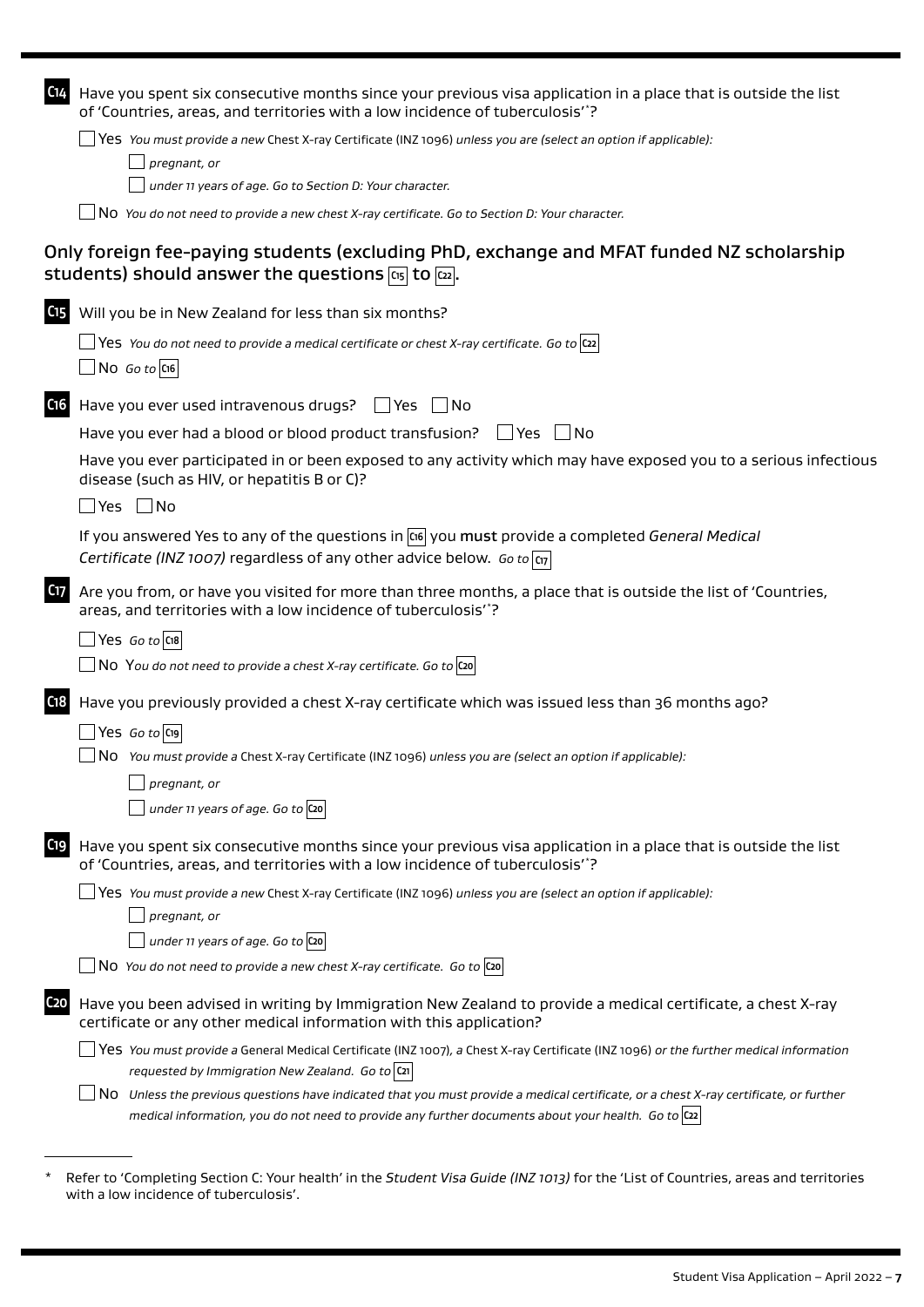**C14** Have you spent six consecutive months since your previous visa application in a place that is outside the list of 'Countries, areas, and territories with a low incidence of tuberculosis'*?

☐ Yes *You must provide a new* Chest X-ray Certificate (INZ 1096) *unless you are (select an option if applicable):*

☐ *pregnant, or*

☐ *under 11 years of age. Go to Section D: Your character.*

☐ No *You do not need to provide a new chest X-ray certificate. Go to Section D: Your character.*

## Only foreign fee-paying students (excluding PhD, exchange and MFAT funded NZ scholarship students) should answer the questions C15 to C22.

**C15** Will you be in New Zealand for less than six months?

☐ Yes *You do not need to provide a medical certificate or chest X-ray certificate. Go to* C22

☐ No *Go to* C16

**C16** Have you ever used intravenous drugs? ☐ Yes ☐ No

Have you ever had a blood or blood product transfusion? ☐ Yes ☐ No

Have you ever participated in or been exposed to any activity which may have exposed you to a serious infectious disease (such as HIV, or hepatitis B or C)?

☐ Yes ☐ No

If you answered Yes to any of the questions in C16 you **must** provide a completed *General Medical Certificate (INZ 1007)* regardless of any other advice below. *Go to* C17

**C17** Are you from, or have you visited for more than three months, a place that is outside the list of 'Countries, areas, and territories with a low incidence of tuberculosis'*?

☐ Yes *Go to* C18

☐ No *You do not need to provide a chest X-ray certificate. Go to* C20

**C18** Have you previously provided a chest X-ray certificate which was issued less than 36 months ago?

☐ Yes *Go to* C19

☐ No *You must provide a* Chest X-ray Certificate (INZ 1096) *unless you are (select an option if applicable):*

☐ *pregnant, or*

☐ *under 11 years of age. Go to* C20

**C19** Have you spent six consecutive months since your previous visa application in a place that is outside the list of 'Countries, areas, and territories with a low incidence of tuberculosis'*?

☐ Yes *You must provide a new* Chest X-ray Certificate (INZ 1096) *unless you are (select an option if applicable):*

☐ *pregnant, or*

☐ *under 11 years of age. Go to* C20

☐ No *You do not need to provide a new chest X-ray certificate. Go to* C20

**C20** Have you been advised in writing by Immigration New Zealand to provide a medical certificate, a chest X-ray certificate or any other medical information with this application?

☐ Yes *You must provide a* General Medical Certificate (INZ 1007), *a* Chest X-ray Certificate (INZ 1096) *or the further medical information requested by Immigration New Zealand. Go to* C21

☐ No *Unless the previous questions have indicated that you must provide a medical certificate, or a chest X-ray certificate, or further medical information, you do not need to provide any further documents about your health. Go to* C22

---

\* Refer to 'Completing Section C: Your health' in the *Student Visa Guide (INZ 1013)* for the 'List of Countries, areas and territories with a low incidence of tuberculosis'.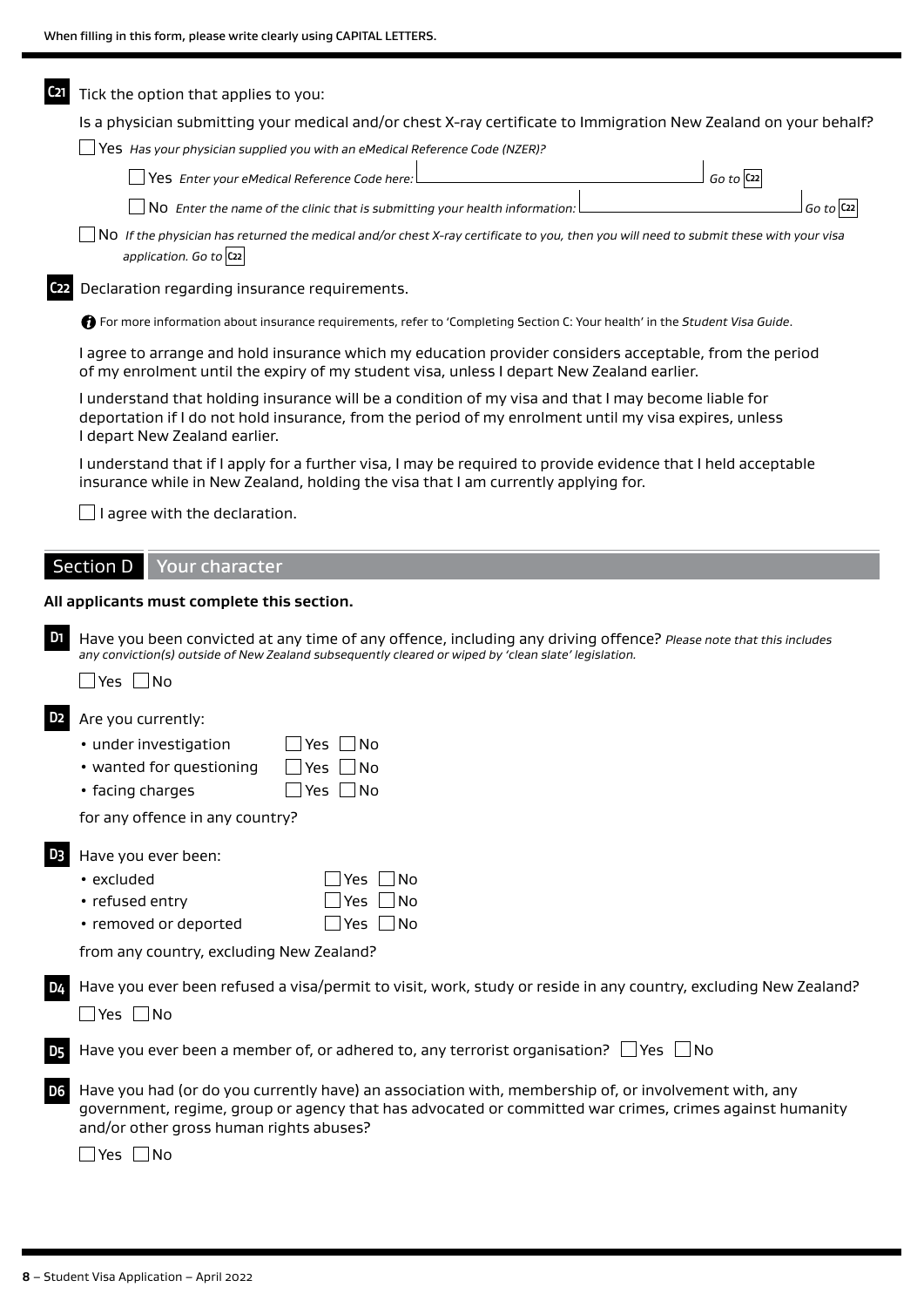When filling in this form, please write clearly using CAPITAL LETTERS.

**C21** Tick the option that applies to you:

Is a physician submitting your medical and/or chest X-ray certificate to Immigration New Zealand on your behalf?

- ☐ Yes *Has your physician supplied you with an eMedical Reference Code (NZER)?*
  - ☐ Yes *Enter your eMedical Reference Code here:* ______________________ *Go to* **C22**
  - ☐ No *Enter the name of the clinic that is submitting your health information:* ______________________ *Go to* **C22**
- ☐ No *If the physician has returned the medical and/or chest X-ray certificate to you, then you will need to submit these with your visa application. Go to* **C22**

**C22** Declaration regarding insurance requirements.

For more information about insurance requirements, refer to 'Completing Section C: Your health' in the *Student Visa Guide*.

I agree to arrange and hold insurance which my education provider considers acceptable, from the period of my enrolment until the expiry of my student visa, unless I depart New Zealand earlier.

I understand that holding insurance will be a condition of my visa and that I may become liable for deportation if I do not hold insurance, from the period of my enrolment until my visa expires, unless I depart New Zealand earlier.

I understand that if I apply for a further visa, I may be required to provide evidence that I held acceptable insurance while in New Zealand, holding the visa that I am currently applying for.

☐ I agree with the declaration.

## Section D Your character

**All applicants must complete this section.**

**D1** Have you been convicted at any time of any offence, including any driving offence? *Please note that this includes any conviction(s) outside of New Zealand subsequently cleared or wiped by 'clean slate' legislation.*

☐ Yes ☐ No

**D2** Are you currently:

- under investigation ☐ Yes ☐ No
- wanted for questioning ☐ Yes ☐ No
- facing charges ☐ Yes ☐ No

for any offence in any country?

**D3** Have you ever been:

- excluded ☐ Yes ☐ No
- refused entry ☐ Yes ☐ No
- removed or deported ☐ Yes ☐ No

from any country, excluding New Zealand?

**D4** Have you ever been refused a visa/permit to visit, work, study or reside in any country, excluding New Zealand?

☐ Yes ☐ No

**D5** Have you ever been a member of, or adhered to, any terrorist organisation? ☐ Yes ☐ No

**D6** Have you had (or do you currently have) an association with, membership of, or involvement with, any government, regime, group or agency that has advocated or committed war crimes, crimes against humanity and/or other gross human rights abuses?

☐ Yes ☐ No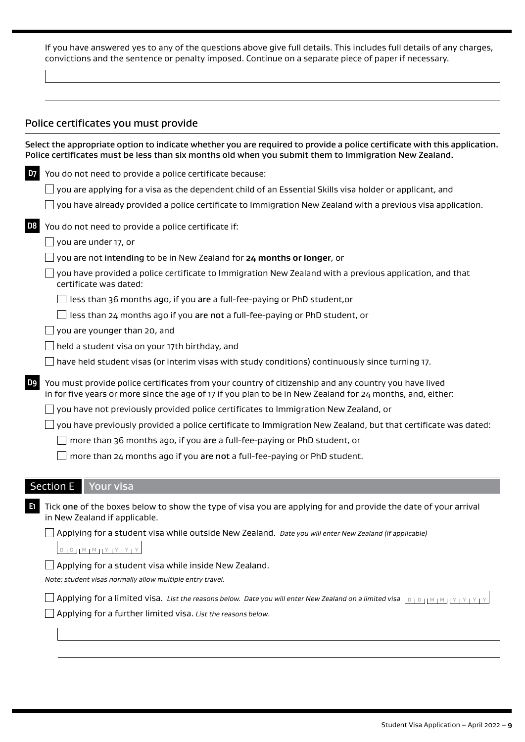If you have answered yes to any of the questions above give full details. This includes full details of any charges, convictions and the sentence or penalty imposed. Continue on a separate piece of paper if necessary.

## Police certificates you must provide

**Select the appropriate option to indicate whether you are required to provide a police certificate with this application. Police certificates must be less than six months old when you submit them to Immigration New Zealand.**

**D7** You do not need to provide a police certificate because:

- ☐ you are applying for a visa as the dependent child of an Essential Skills visa holder or applicant, and
- ☐ you have already provided a police certificate to Immigration New Zealand with a previous visa application.

**D8** You do not need to provide a police certificate if:

- ☐ you are under 17, or
- ☐ you are not intending to be in New Zealand for **24 months or longer**, or
- ☐ you have provided a police certificate to Immigration New Zealand with a previous application, and that certificate was dated:
  - ☐ less than 36 months ago, if you are a full-fee-paying or PhD student,or
  - ☐ less than 24 months ago if you are not a full-fee-paying or PhD student, or
- ☐ you are younger than 20, and
- ☐ held a student visa on your 17th birthday, and
- ☐ have held student visas (or interim visas with study conditions) continuously since turning 17.

**D9** You must provide police certificates from your country of citizenship and any country you have lived in for five years or more since the age of 17 if you plan to be in New Zealand for 24 months, and, either:

- ☐ you have not previously provided police certificates to Immigration New Zealand, or
- ☐ you have previously provided a police certificate to Immigration New Zealand, but that certificate was dated:
  - ☐ more than 36 months ago, if you are a full-fee-paying or PhD student, or
  - ☐ more than 24 months ago if you are not a full-fee-paying or PhD student.

## Section E Your visa

**E1** Tick one of the boxes below to show the type of visa you are applying for and provide the date of your arrival in New Zealand if applicable.

- ☐ Applying for a student visa while outside New Zealand. *Date you will enter New Zealand (if applicable)* D D M M Y Y Y Y
- ☐ Applying for a student visa while inside New Zealand.

*Note: student visas normally allow multiple entry travel.*

- ☐ Applying for a limited visa. *List the reasons below. Date you will enter New Zealand on a limited visa* D D M M Y Y Y Y
- ☐ Applying for a further limited visa. *List the reasons below.*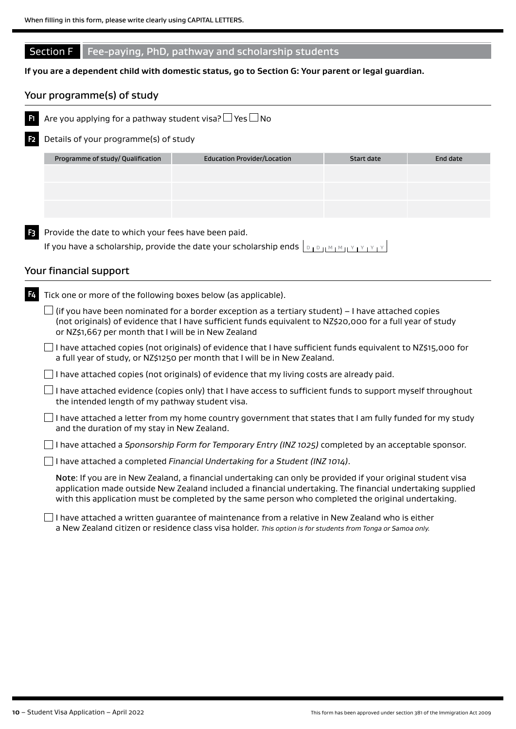When filling in this form, please write clearly using CAPITAL LETTERS.

## Section F Fee-paying, PhD, pathway and scholarship students

**If you are a dependent child with domestic status, go to Section G: Your parent or legal guardian.**

### Your programme(s) of study

**F1** Are you applying for a pathway student visa? ☐ Yes ☐ No

**F2** Details of your programme(s) of study

| Programme of study/ Qualification | Education Provider/Location | Start date | End date |
|---|---|---|---|
| | | | |
| | | | |
| | | | |

**F3** Provide the date to which your fees have been paid.
If you have a scholarship, provide the date your scholarship ends D D M M Y Y Y Y

### Your financial support

**F4** Tick one or more of the following boxes below (as applicable).

☐ (if you have been nominated for a border exception as a tertiary student) – I have attached copies (not originals) of evidence that I have sufficient funds equivalent to NZ$20,000 for a full year of study or NZ$1,667 per month that I will be in New Zealand

☐ I have attached copies (not originals) of evidence that I have sufficient funds equivalent to NZ$15,000 for a full year of study, or NZ$1250 per month that I will be in New Zealand.

☐ I have attached copies (not originals) of evidence that my living costs are already paid.

☐ I have attached evidence (copies only) that I have access to sufficient funds to support myself throughout the intended length of my pathway student visa.

☐ I have attached a letter from my home country government that states that I am fully funded for my study and the duration of my stay in New Zealand.

☐ I have attached a *Sponsorship Form for Temporary Entry (INZ 1025)* completed by an acceptable sponsor.

☐ I have attached a completed *Financial Undertaking for a Student (INZ 1014)*.

**Note**: If you are in New Zealand, a financial undertaking can only be provided if your original student visa application made outside New Zealand included a financial undertaking. The financial undertaking supplied with this application must be completed by the same person who completed the original undertaking.

☐ I have attached a written guarantee of maintenance from a relative in New Zealand who is either a New Zealand citizen or residence class visa holder. *This option is for students from Tonga or Samoa only.*

This form has been approved under section 381 of the Immigration Act 2009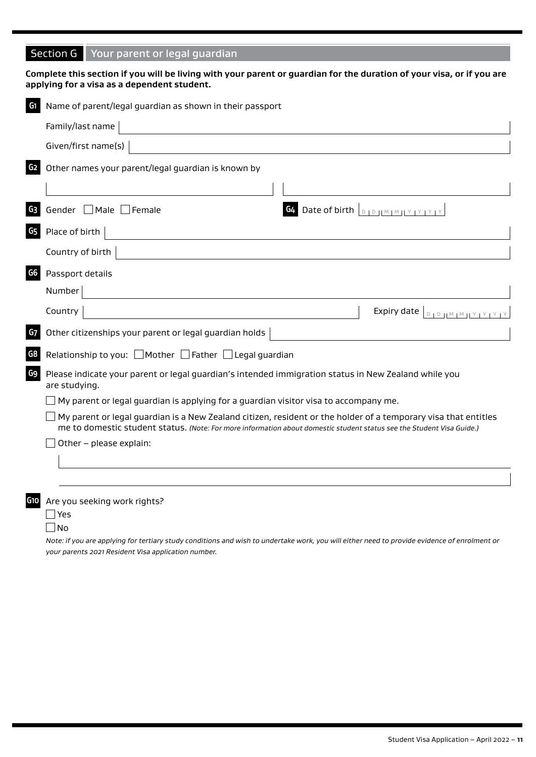## Section G Your parent or legal guardian

**Complete this section if you will be living with your parent or guardian for the duration of your visa, or if you are applying for a visa as a dependent student.**

**G1** Name of parent/legal guardian as shown in their passport

Family/last name

Given/first name(s)

**G2** Other names your parent/legal guardian is known by

**G3** Gender ☐ Male ☐ Female

**G4** Date of birth D D M M Y Y Y Y

**G5** Place of birth

Country of birth

**G6** Passport details

Number

Country

Expiry date D D M M Y Y Y Y

**G7** Other citizenships your parent or legal guardian holds

**G8** Relationship to you: ☐ Mother ☐ Father ☐ Legal guardian

**G9** Please indicate your parent or legal guardian's intended immigration status in New Zealand while you are studying.

☐ My parent or legal guardian is applying for a guardian visitor visa to accompany me.

☐ My parent or legal guardian is a New Zealand citizen, resident or the holder of a temporary visa that entitles me to domestic student status. *(Note: For more information about domestic student status see the Student Visa Guide.)*

☐ Other – please explain:

**G10** Are you seeking work rights?

☐ Yes

☐ No

*Note: if you are applying for tertiary study conditions and wish to undertake work, you will either need to provide evidence of enrolment or your parents 2021 Resident Visa application number.*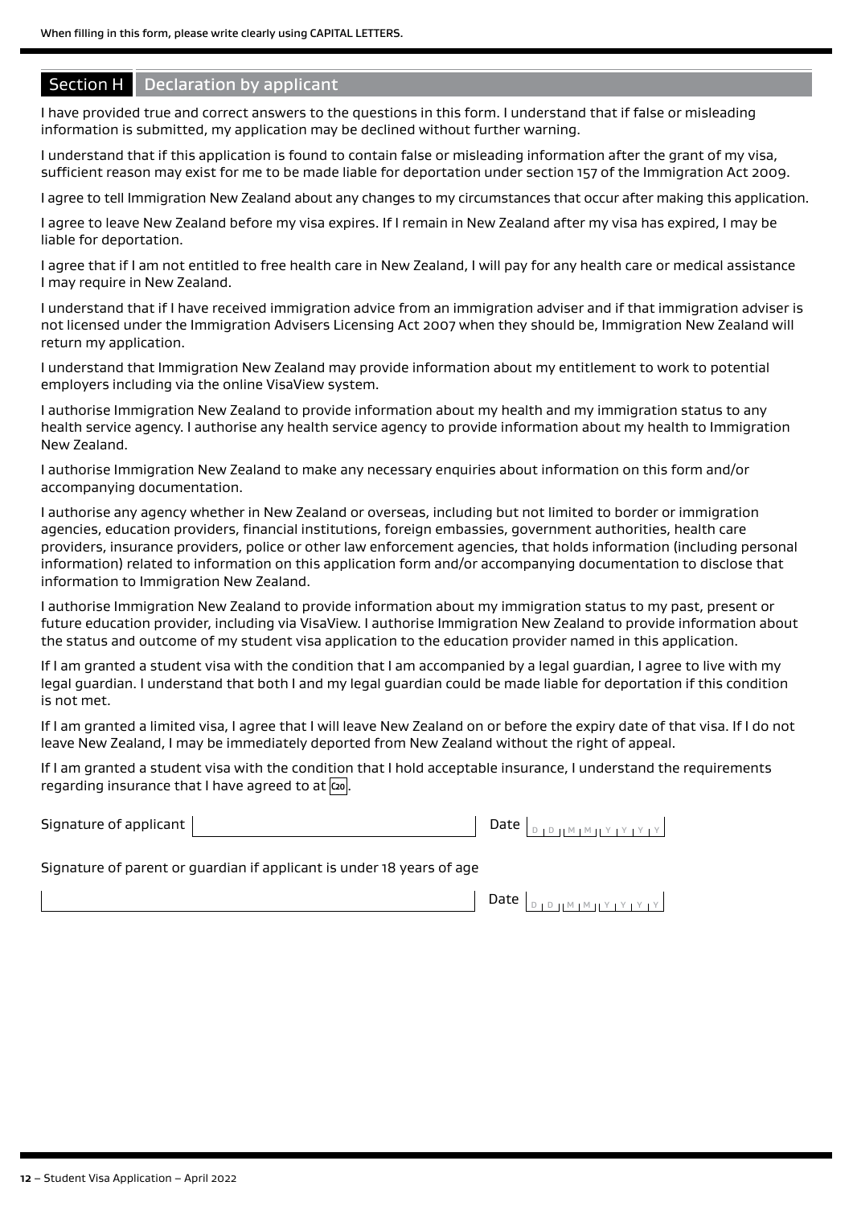When filling in this form, please write clearly using CAPITAL LETTERS.

## Section H Declaration by applicant

I have provided true and correct answers to the questions in this form. I understand that if false or misleading information is submitted, my application may be declined without further warning.

I understand that if this application is found to contain false or misleading information after the grant of my visa, sufficient reason may exist for me to be made liable for deportation under section 157 of the Immigration Act 2009.

I agree to tell Immigration New Zealand about any changes to my circumstances that occur after making this application.

I agree to leave New Zealand before my visa expires. If I remain in New Zealand after my visa has expired, I may be liable for deportation.

I agree that if I am not entitled to free health care in New Zealand, I will pay for any health care or medical assistance I may require in New Zealand.

I understand that if I have received immigration advice from an immigration adviser and if that immigration adviser is not licensed under the Immigration Advisers Licensing Act 2007 when they should be, Immigration New Zealand will return my application.

I understand that Immigration New Zealand may provide information about my entitlement to work to potential employers including via the online VisaView system.

I authorise Immigration New Zealand to provide information about my health and my immigration status to any health service agency. I authorise any health service agency to provide information about my health to Immigration New Zealand.

I authorise Immigration New Zealand to make any necessary enquiries about information on this form and/or accompanying documentation.

I authorise any agency whether in New Zealand or overseas, including but not limited to border or immigration agencies, education providers, financial institutions, foreign embassies, government authorities, health care providers, insurance providers, police or other law enforcement agencies, that holds information (including personal information) related to information on this application form and/or accompanying documentation to disclose that information to Immigration New Zealand.

I authorise Immigration New Zealand to provide information about my immigration status to my past, present or future education provider, including via VisaView. I authorise Immigration New Zealand to provide information about the status and outcome of my student visa application to the education provider named in this application.

If I am granted a student visa with the condition that I am accompanied by a legal guardian, I agree to live with my legal guardian. I understand that both I and my legal guardian could be made liable for deportation if this condition is not met.

If I am granted a limited visa, I agree that I will leave New Zealand on or before the expiry date of that visa. If I do not leave New Zealand, I may be immediately deported from New Zealand without the right of appeal.

If I am granted a student visa with the condition that I hold acceptable insurance, I understand the requirements regarding insurance that I have agreed to at C20.

Signature of applicant ______________________ Date DD MM YYYY

Signature of parent or guardian if applicant is under 18 years of age

______________________ Date DD MM YYYY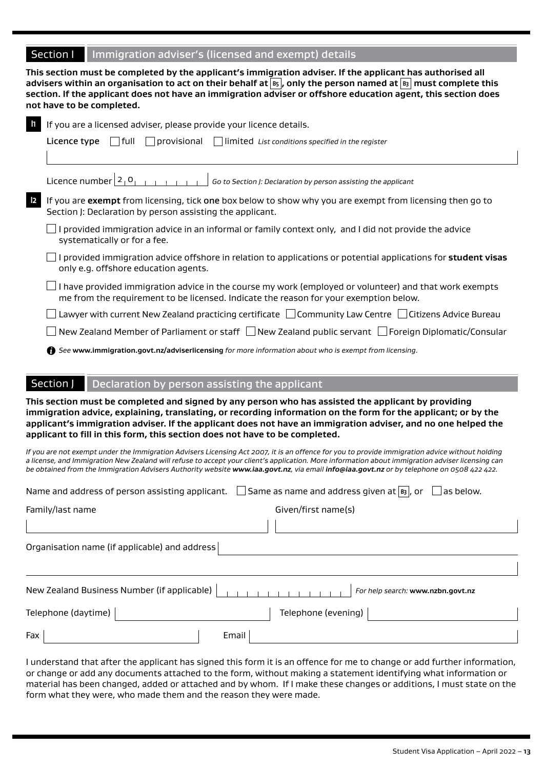## Section I — Immigration adviser's (licensed and exempt) details

**This section must be completed by the applicant's immigration adviser. If the applicant has authorised all advisers within an organisation to act on their behalf at B5, only the person named at B3 must complete this section. If the applicant does not have an immigration adviser or offshore education agent, this section does not have to be completed.**

**I1** If you are a licensed adviser, please provide your licence details.

**Licence type** ☐ full ☐ provisional ☐ limited *List conditions specified in the register*

Licence number 2 0 _ _ _ _ _ _ _ _ *Go to Section J: Declaration by person assisting the applicant*

**I2** If you are **exempt** from licensing, tick **one** box below to show why you are exempt from licensing then go to Section J: Declaration by person assisting the applicant.

☐ I provided immigration advice in an informal or family context only, and I did not provide the advice systematically or for a fee.

☐ I provided immigration advice offshore in relation to applications or potential applications for **student visas** only e.g. offshore education agents.

☐ I have provided immigration advice in the course my work (employed or volunteer) and that work exempts me from the requirement to be licensed. Indicate the reason for your exemption below.

☐ Lawyer with current New Zealand practicing certificate ☐ Community Law Centre ☐ Citizens Advice Bureau

☐ New Zealand Member of Parliament or staff ☐ New Zealand public servant ☐ Foreign Diplomatic/Consular

*See* ***www.immigration.govt.nz/adviserlicensing*** *for more information about who is exempt from licensing.*

## Section J — Declaration by person assisting the applicant

**This section must be completed and signed by any person who has assisted the applicant by providing immigration advice, explaining, translating, or recording information on the form for the applicant; or by the applicant's immigration adviser. If the applicant does not have an immigration adviser, and no one helped the applicant to fill in this form, this section does not have to be completed.**

*If you are not exempt under the Immigration Advisers Licensing Act 2007, it is an offence for you to provide immigration advice without holding a license, and Immigration New Zealand will refuse to accept your client's application. More information about immigration adviser licensing can be obtained from the Immigration Advisers Authority website* ***www.iaa.govt.nz****, via email* ***info@iaa.govt.nz*** *or by telephone on 0508 422 422.*

Name and address of person assisting applicant. ☐ Same as name and address given at B3, or ☐ as below.

Family/last name

Given/first name(s)

Organisation name (if applicable) and address

New Zealand Business Number (if applicable) *For help search:* **www.nzbn.govt.nz**

Telephone (daytime)

Telephone (evening)

Fax

Email

I understand that after the applicant has signed this form it is an offence for me to change or add further information, or change or add any documents attached to the form, without making a statement identifying what information or material has been changed, added or attached and by whom. If I make these changes or additions, I must state on the form what they were, who made them and the reason they were made.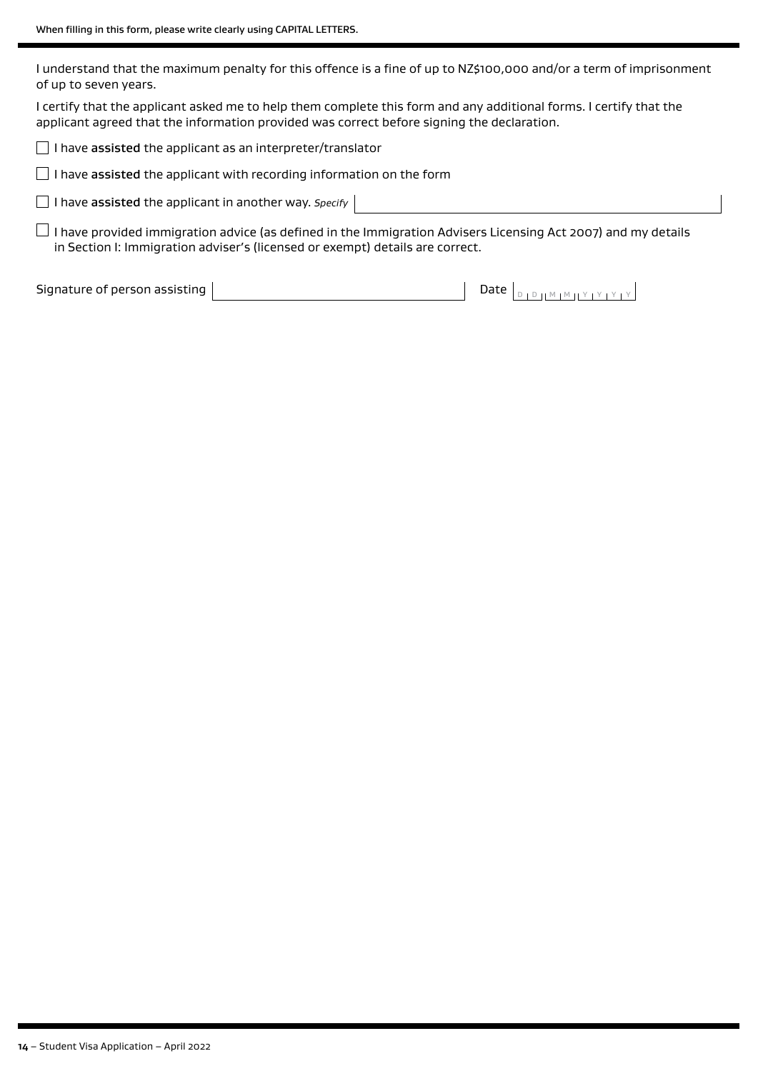I understand that the maximum penalty for this offence is a fine of up to NZ$100,000 and/or a term of imprisonment of up to seven years.

I certify that the applicant asked me to help them complete this form and any additional forms. I certify that the applicant agreed that the information provided was correct before signing the declaration.

☐ I have **assisted** the applicant as an interpreter/translator

☐ I have **assisted** the applicant with recording information on the form

☐ I have **assisted** the applicant in another way. *Specify* ______________________

☐ I have provided immigration advice (as defined in the Immigration Advisers Licensing Act 2007) and my details in Section I: Immigration adviser's (licensed or exempt) details are correct.

Signature of person assisting ______________________ Date D D M M Y Y Y Y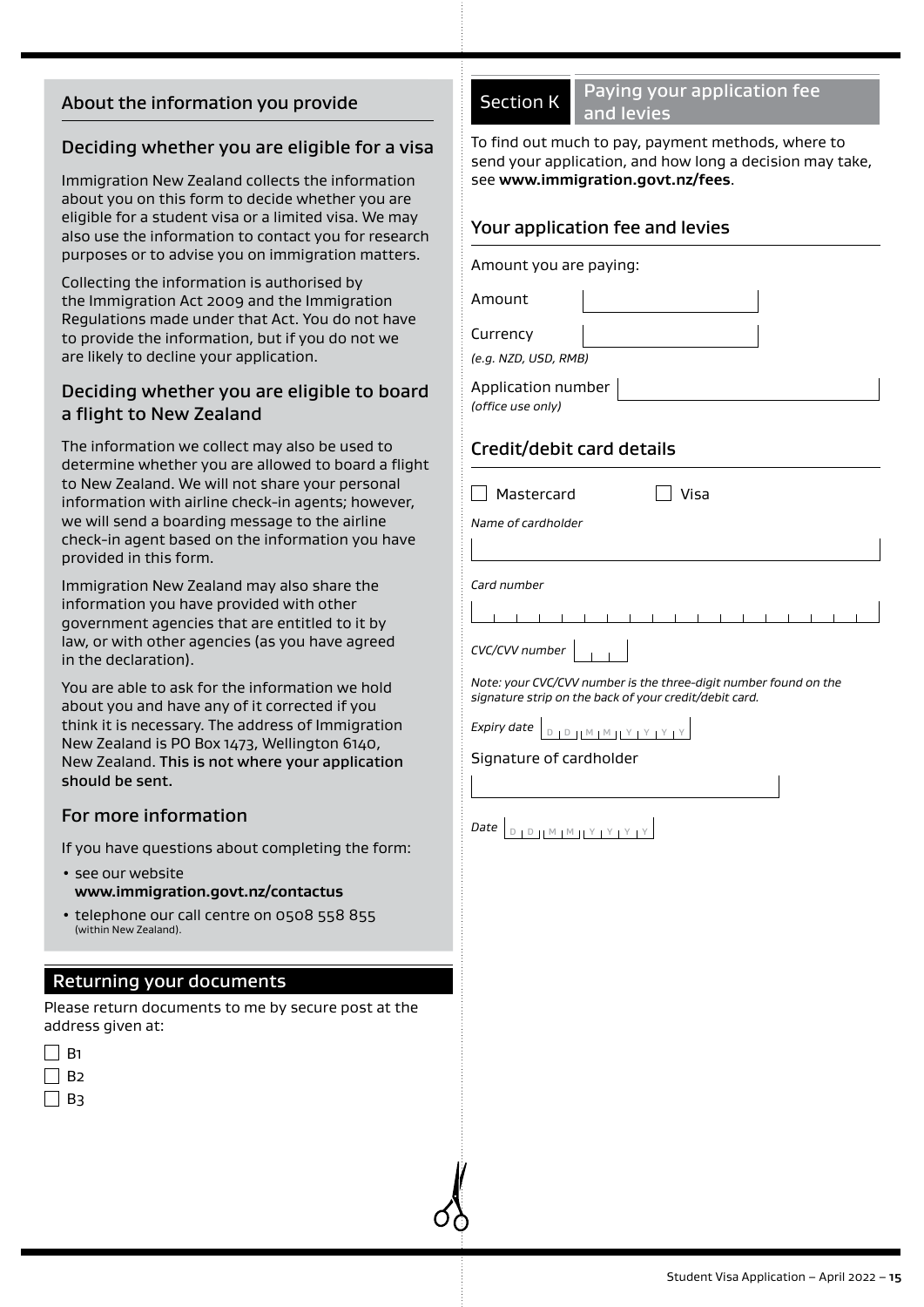## About the information you provide

### Deciding whether you are eligible for a visa

Immigration New Zealand collects the information about you on this form to decide whether you are eligible for a student visa or a limited visa. We may also use the information to contact you for research purposes or to advise you on immigration matters.

Collecting the information is authorised by the Immigration Act 2009 and the Immigration Regulations made under that Act. You do not have to provide the information, but if you do not we are likely to decline your application.

### Deciding whether you are eligible to board a flight to New Zealand

The information we collect may also be used to determine whether you are allowed to board a flight to New Zealand. We will not share your personal information with airline check-in agents; however, we will send a boarding message to the airline check-in agent based on the information you have provided in this form.

Immigration New Zealand may also share the information you have provided with other government agencies that are entitled to it by law, or with other agencies (as you have agreed in the declaration).

You are able to ask for the information we hold about you and have any of it corrected if you think it is necessary. The address of Immigration New Zealand is PO Box 1473, Wellington 6140, New Zealand. **This is not where your application should be sent.**

### For more information

If you have questions about completing the form:

- see our website **www.immigration.govt.nz/contactus**
- telephone our call centre on 0508 558 855 (within New Zealand).

## Returning your documents

Please return documents to me by secure post at the address given at:

☐ B1

☐ B2

☐ B3

## Section K Paying your application fee and levies

To find out much to pay, payment methods, where to send your application, and how long a decision may take, see **www.immigration.govt.nz/fees**.

### Your application fee and levies

Amount you are paying:

Amount

Currency
*(e.g. NZD, USD, RMB)*

Application number
*(office use only)*

### Credit/debit card details

☐ Mastercard ☐ Visa

*Name of cardholder*

*Card number*

*CVC/CVV number*

*Note: your CVC/CVV number is the three-digit number found on the signature strip on the back of your credit/debit card.*

*Expiry date* D D M M Y Y Y Y

Signature of cardholder

*Date* D D M M Y Y Y Y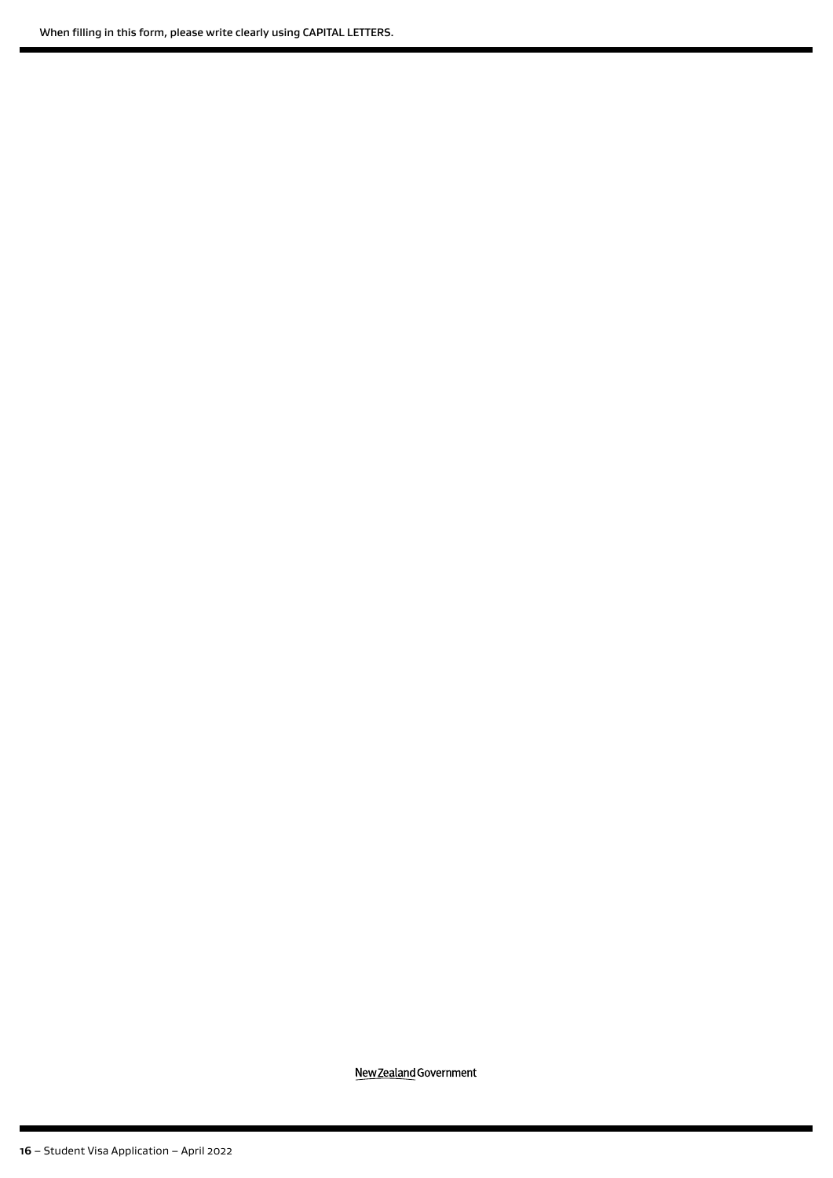New Zealand Government